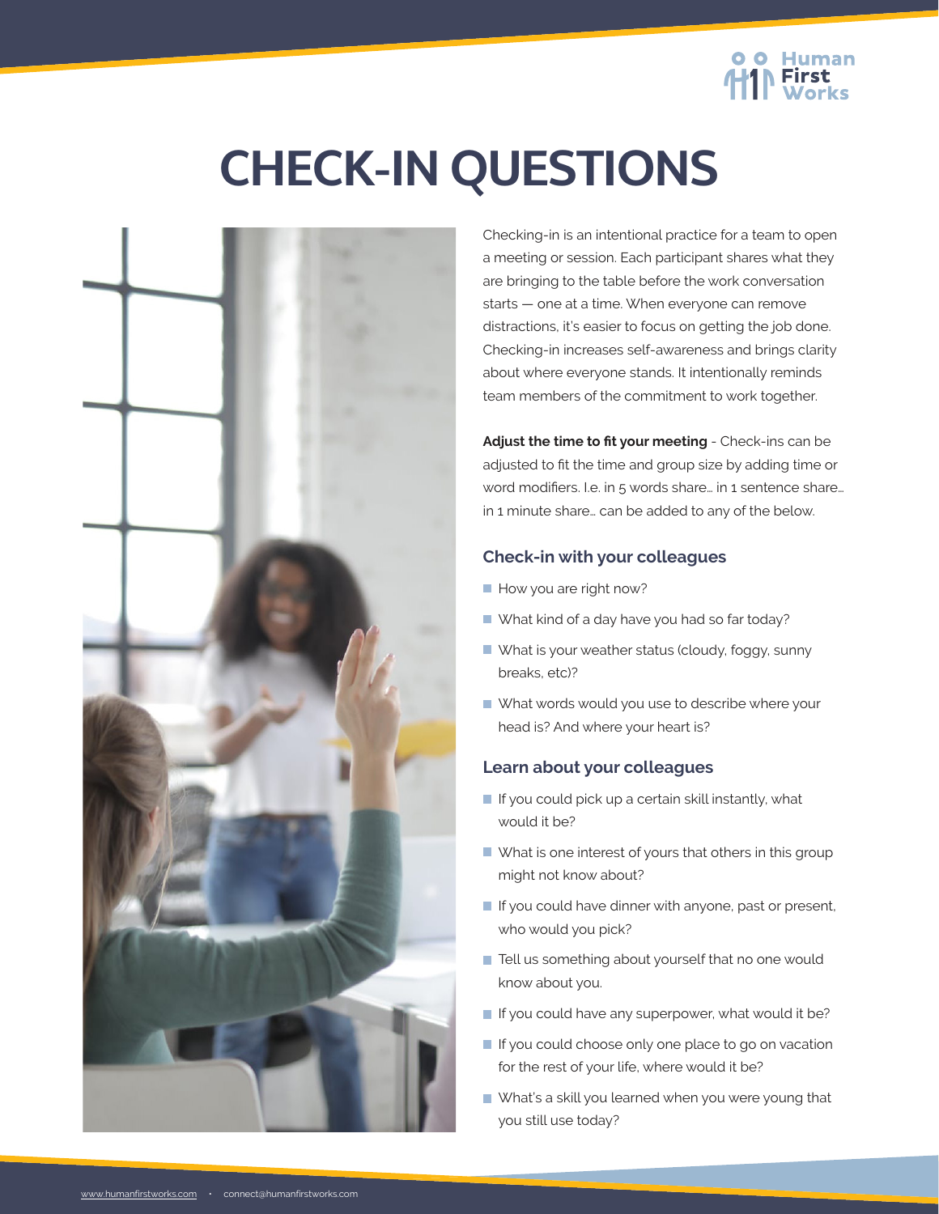# CHECK-IN QUESTIONS

Checking-in is an intentional practice for a team to open a meeting or session. Each participant shares what they are bringing to the table before the work conversation starts — one at a time. When everyone can remove distractions, it's easier to focus on getting the job done. Checking-in increases self-awareness and brings clarity about where everyone stands. It intentionally reminds team members of the commitment to work together.

**Adjust the time to fit your meeting** - Check-ins can be adjusted to fit the time and group size by adding time or word modifiers. I.e. in 5 words share… in 1 sentence share… in 1 minute share… can be added to any of the below.

### Check-in with your colleagues

- How you are right now?
- What kind of a day have you had so far today?
- What is your weather status (cloudy, foggy, sunny breaks, etc)?
- What words would you use to describe where your head is? And where your heart is?

### Learn about your colleagues

- If you could pick up a certain skill instantly, what would it be?
- What is one interest of yours that others in this group might not know about?
- If you could have dinner with anyone, past or present, who would you pick?
- Tell us something about yourself that no one would know about you.
- If you could have any superpower, what would it be?
- If you could choose only one place to go on vacation for the rest of your life, where would it be?
- What's a skill you learned when you were young that you still use today?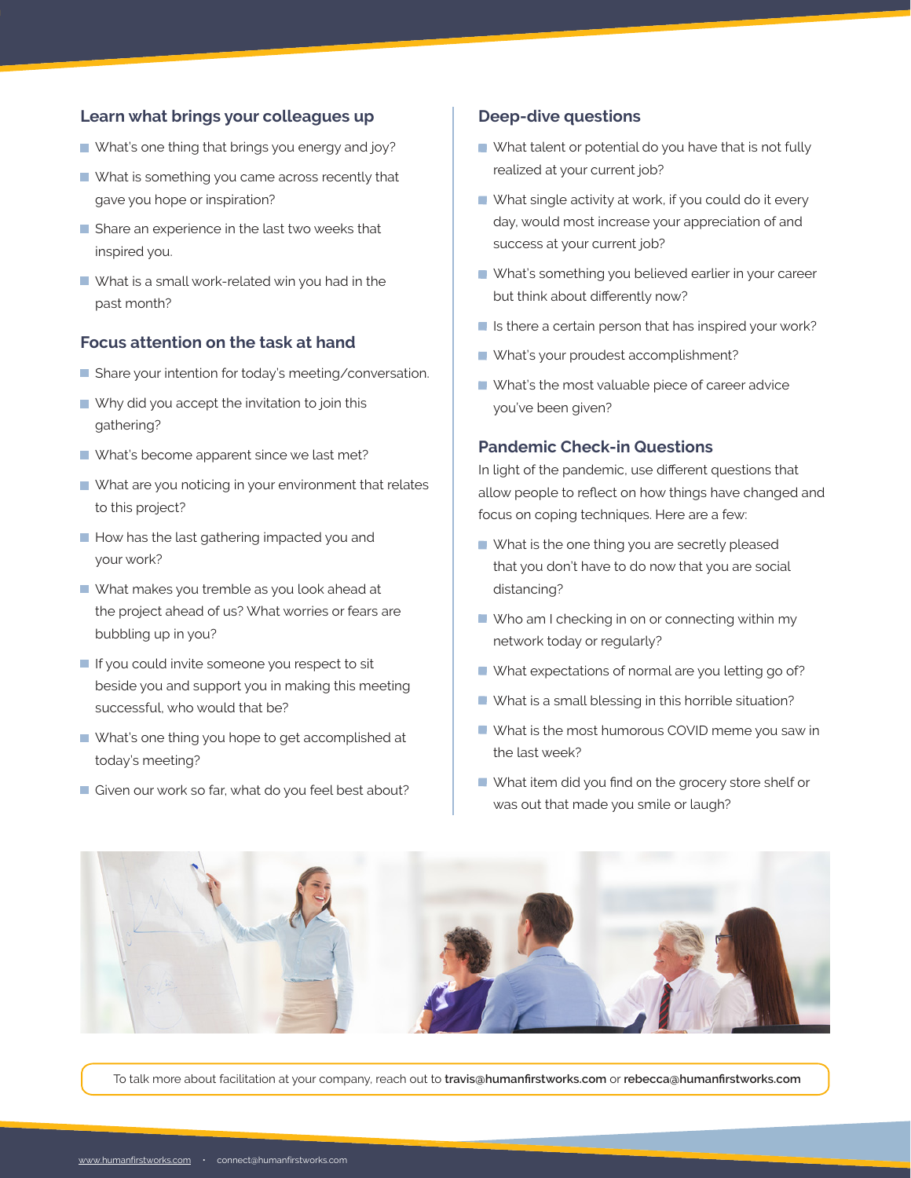## Learn what brings your colleagues up

- What's one thing that brings you energy and joy?
- What is something you came across recently that gave you hope or inspiration?
- Share an experience in the last two weeks that inspired you.
- What is a small work-related win you had in the past month?

## Focus attention on the task at hand

- Share your intention for today's meeting/conversation.
- Why did you accept the invitation to join this gathering?
- What's become apparent since we last met?
- What are you noticing in your environment that relates to this project?
- How has the last gathering impacted you and your work?
- What makes you tremble as you look ahead at the project ahead of us? What worries or fears are bubbling up in you?
- If you could invite someone you respect to sit beside you and support you in making this meeting successful, who would that be?
- What's one thing you hope to get accomplished at today's meeting?
- Given our work so far, what do you feel best about?

## Deep-dive questions

- What talent or potential do you have that is not fully realized at your current job?
- What single activity at work, if you could do it every day, would most increase your appreciation of and success at your current job?
- What's something you believed earlier in your career but think about differently now?
- Is there a certain person that has inspired your work?
- What's your proudest accomplishment?
- What's the most valuable piece of career advice you've been given?

## Pandemic Check-in Questions

In light of the pandemic, use different questions that allow people to reflect on how things have changed and focus on coping techniques. Here are a few:

- What is the one thing you are secretly pleased that you don't have to do now that you are social distancing?
- Who am I checking in on or connecting within my network today or regularly?
- What expectations of normal are you letting go of?
- What is a small blessing in this horrible situation?
- What is the most humorous COVID meme you saw in the last week?
- What item did you find on the grocery store shelf or was out that made you smile or laugh?

To talk more about facilitation at your company, reach out to **travis@humanfirstworks.com** or **rebecca@humanfirstworks.com**

www.humanfirstworks.com • connect@humanfirstworks.com